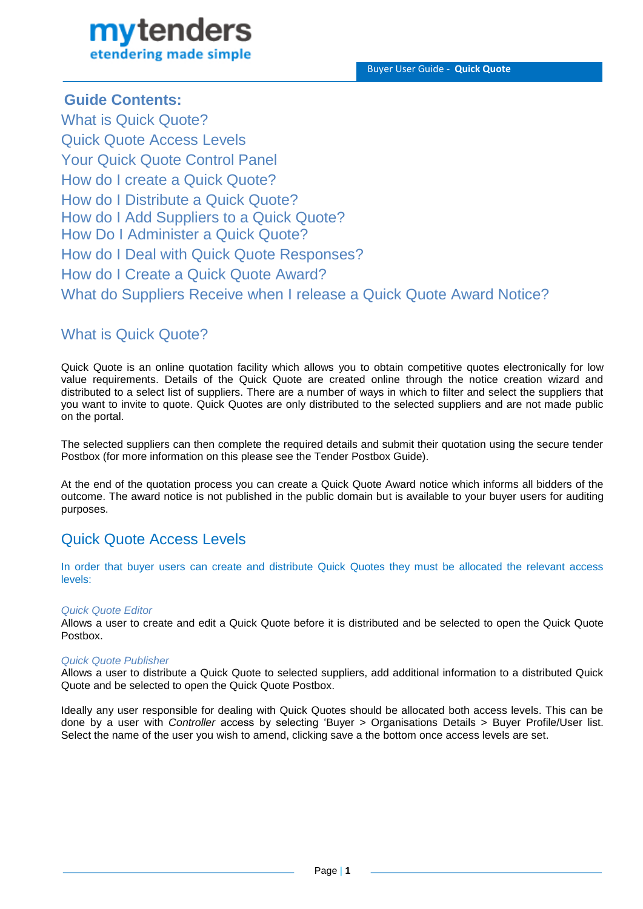## Guide Contents:

What is Quick Quote?
Quick Quote Access Levels
Your Quick Quote Control Panel
How do I create a Quick Quote?
How do I Distribute a Quick Quote?
How do I Add Suppliers to a Quick Quote?
How Do I Administer a Quick Quote?
How do I Deal with Quick Quote Responses?
How do I Create a Quick Quote Award?
What do Suppliers Receive when I release a Quick Quote Award Notice?

## What is Quick Quote?

Quick Quote is an online quotation facility which allows you to obtain competitive quotes electronically for low value requirements. Details of the Quick Quote are created online through the notice creation wizard and distributed to a select list of suppliers. There are a number of ways in which to filter and select the suppliers that you want to invite to quote. Quick Quotes are only distributed to the selected suppliers and are not made public on the portal.

The selected suppliers can then complete the required details and submit their quotation using the secure tender Postbox (for more information on this please see the Tender Postbox Guide).

At the end of the quotation process you can create a Quick Quote Award notice which informs all bidders of the outcome. The award notice is not published in the public domain but is available to your buyer users for auditing purposes.

## Quick Quote Access Levels

In order that buyer users can create and distribute Quick Quotes they must be allocated the relevant access levels:

*Quick Quote Editor*
Allows a user to create and edit a Quick Quote before it is distributed and be selected to open the Quick Quote Postbox.

*Quick Quote Publisher*
Allows a user to distribute a Quick Quote to selected suppliers, add additional information to a distributed Quick Quote and be selected to open the Quick Quote Postbox.

Ideally any user responsible for dealing with Quick Quotes should be allocated both access levels. This can be done by a user with *Controller* access by selecting 'Buyer > Organisations Details > Buyer Profile/User list. Select the name of the user you wish to amend, clicking save a the bottom once access levels are set.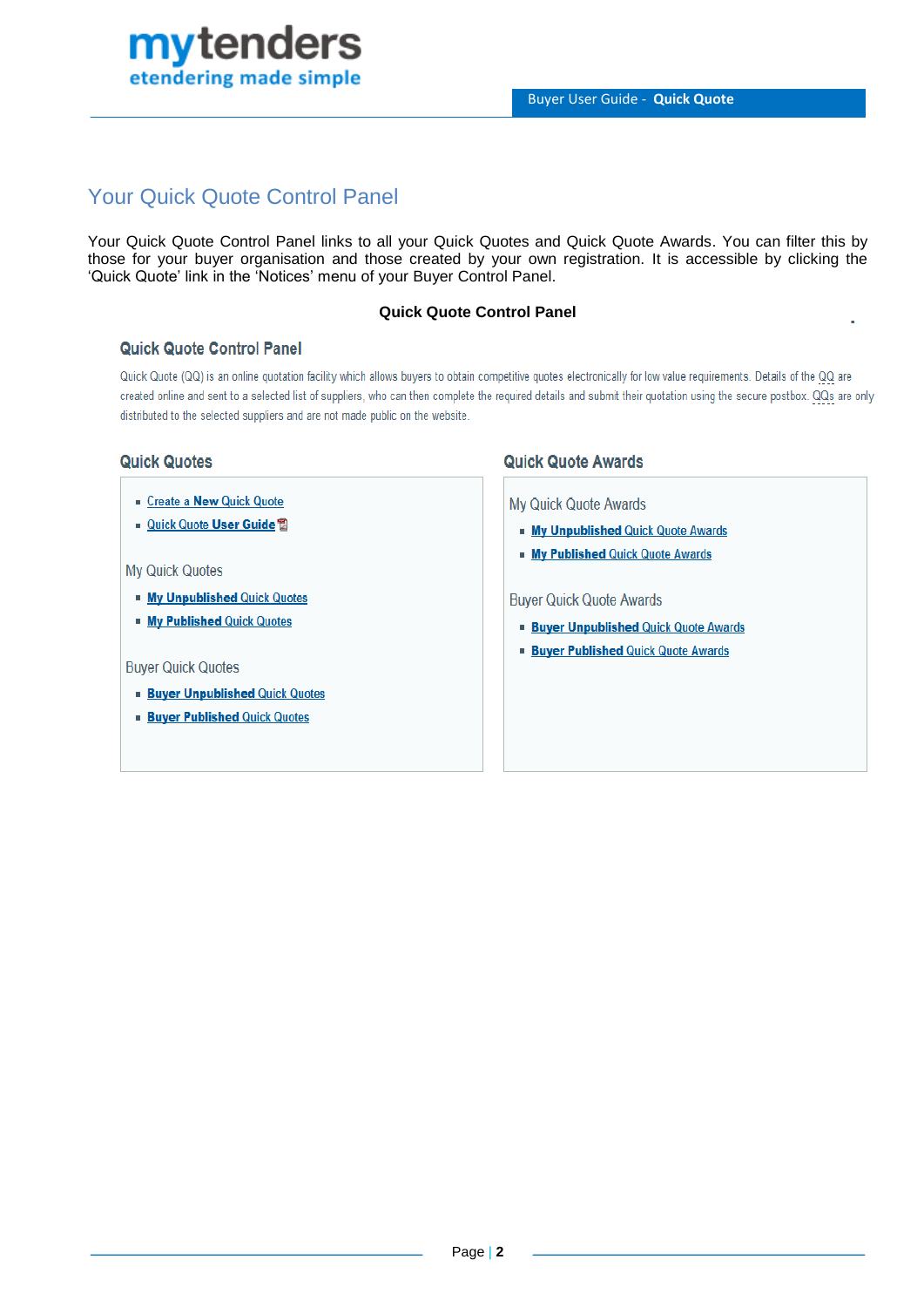# Your Quick Quote Control Panel

Your Quick Quote Control Panel links to all your Quick Quotes and Quick Quote Awards. You can filter this by those for your buyer organisation and those created by your own registration. It is accessible by clicking the 'Quick Quote' link in the 'Notices' menu of your Buyer Control Panel.

**Quick Quote Control Panel**

## Quick Quote Control Panel

Quick Quote (QQ) is an online quotation facility which allows buyers to obtain competitive quotes electronically for low value requirements. Details of the QQ are created online and sent to a selected list of suppliers, who can then complete the required details and submit their quotation using the secure postbox. QQs are only distributed to the selected suppliers and are not made public on the website.

### Quick Quotes

- Create a **New** Quick Quote
- Quick Quote **User Guide**

My Quick Quotes

- **My Unpublished** Quick Quotes
- **My Published** Quick Quotes

Buyer Quick Quotes

- **Buyer Unpublished** Quick Quotes
- **Buyer Published** Quick Quotes

### Quick Quote Awards

My Quick Quote Awards

- **My Unpublished** Quick Quote Awards
- **My Published** Quick Quote Awards

Buyer Quick Quote Awards

- **Buyer Unpublished** Quick Quote Awards
- **Buyer Published** Quick Quote Awards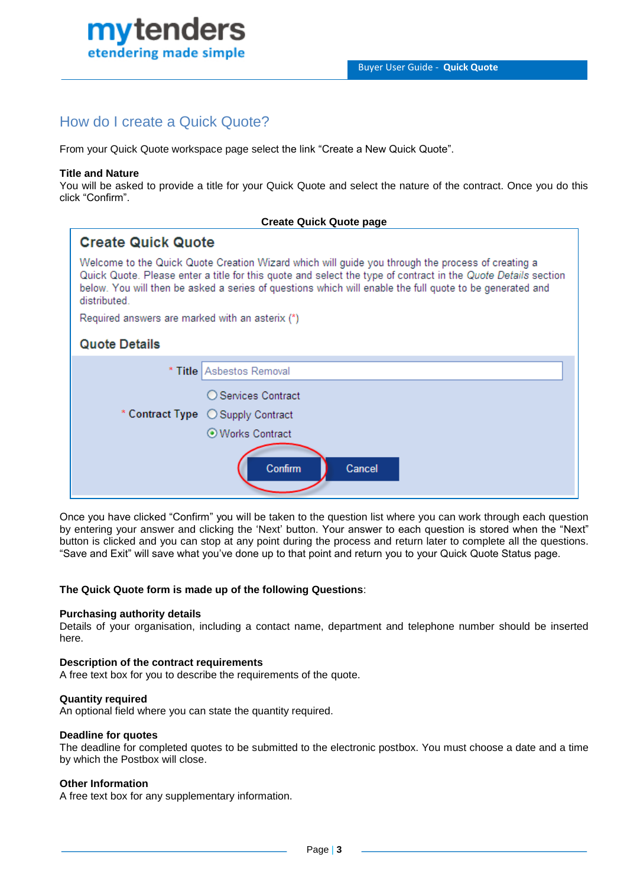## How do I create a Quick Quote?

From your Quick Quote workspace page select the link "Create a New Quick Quote".

**Title and Nature**
You will be asked to provide a title for your Quick Quote and select the nature of the contract. Once you do this click "Confirm".

**Create Quick Quote page**

### Create Quick Quote

Welcome to the Quick Quote Creation Wizard which will guide you through the process of creating a Quick Quote. Please enter a title for this quote and select the type of contract in the *Quote Details* section below. You will then be asked a series of questions which will enable the full quote to be generated and distributed.

Required answers are marked with an asterix (*)

### Quote Details

* Title: Asbestos Removal
* Contract Type: Services Contract / Supply Contract / Works Contract

Confirm | Cancel

Once you have clicked "Confirm" you will be taken to the question list where you can work through each question by entering your answer and clicking the 'Next' button. Your answer to each question is stored when the "Next" button is clicked and you can stop at any point during the process and return later to complete all the questions. "Save and Exit" will save what you've done up to that point and return you to your Quick Quote Status page.

**The Quick Quote form is made up of the following Questions**:

**Purchasing authority details**
Details of your organisation, including a contact name, department and telephone number should be inserted here.

**Description of the contract requirements**
A free text box for you to describe the requirements of the quote.

**Quantity required**
An optional field where you can state the quantity required.

**Deadline for quotes**
The deadline for completed quotes to be submitted to the electronic postbox. You must choose a date and a time by which the Postbox will close.

**Other Information**
A free text box for any supplementary information.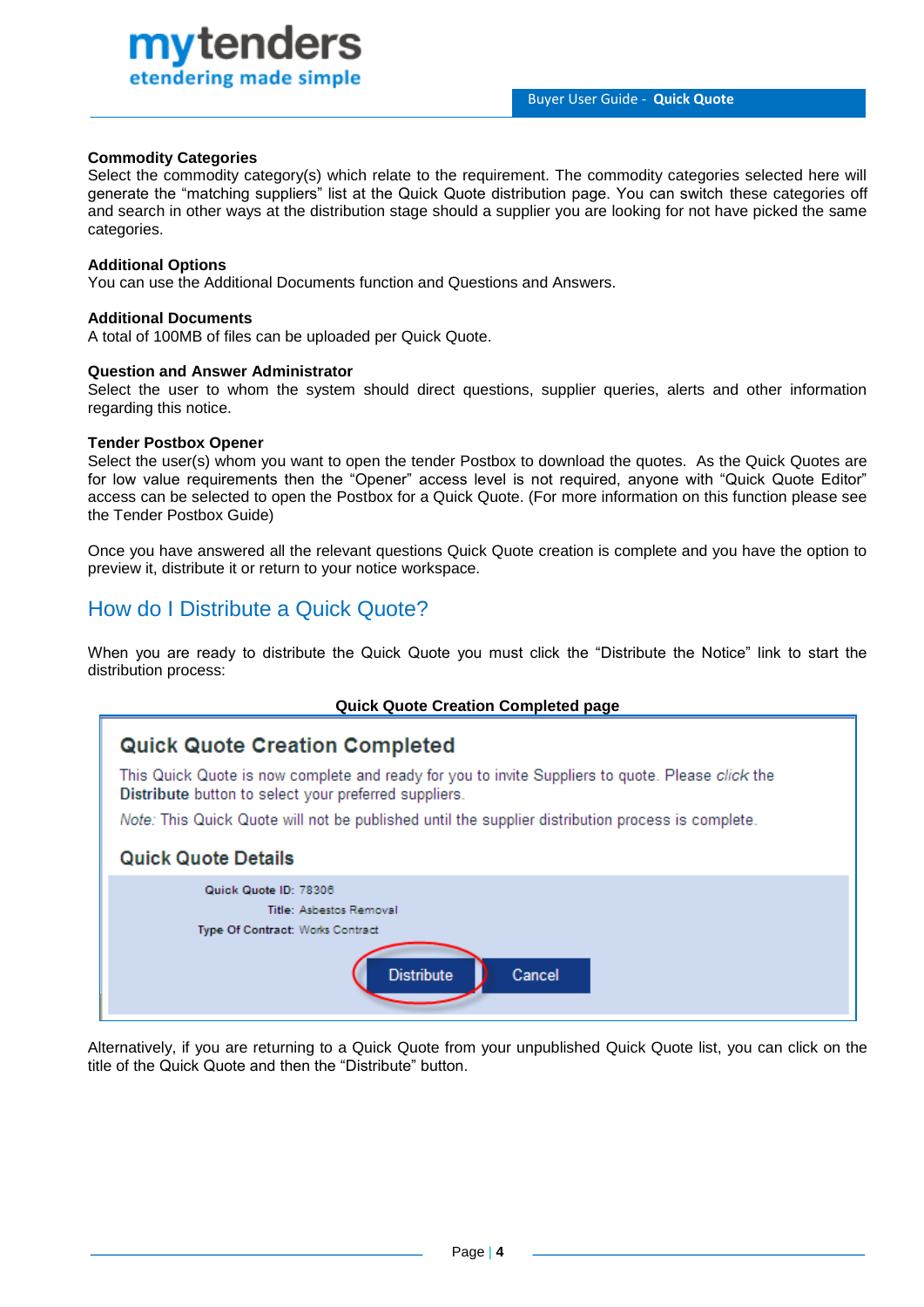**Commodity Categories**
Select the commodity category(s) which relate to the requirement. The commodity categories selected here will generate the "matching suppliers" list at the Quick Quote distribution page. You can switch these categories off and search in other ways at the distribution stage should a supplier you are looking for not have picked the same categories.

**Additional Options**
You can use the Additional Documents function and Questions and Answers.

**Additional Documents**
A total of 100MB of files can be uploaded per Quick Quote.

**Question and Answer Administrator**
Select the user to whom the system should direct questions, supplier queries, alerts and other information regarding this notice.

**Tender Postbox Opener**
Select the user(s) whom you want to open the tender Postbox to download the quotes. As the Quick Quotes are for low value requirements then the "Opener" access level is not required, anyone with "Quick Quote Editor" access can be selected to open the Postbox for a Quick Quote. (For more information on this function please see the Tender Postbox Guide)

Once you have answered all the relevant questions Quick Quote creation is complete and you have the option to preview it, distribute it or return to your notice workspace.

## How do I Distribute a Quick Quote?

When you are ready to distribute the Quick Quote you must click the "Distribute the Notice" link to start the distribution process:

**Quick Quote Creation Completed page**

### Quick Quote Creation Completed

This Quick Quote is now complete and ready for you to invite Suppliers to quote. Please *click* the **Distribute** button to select your preferred suppliers.

*Note:* This Quick Quote will not be published until the supplier distribution process is complete.

### Quick Quote Details

**Quick Quote ID:** 78306
**Title:** Asbestos Removal
**Type Of Contract:** Works Contract

Distribute | Cancel

Alternatively, if you are returning to a Quick Quote from your unpublished Quick Quote list, you can click on the title of the Quick Quote and then the "Distribute" button.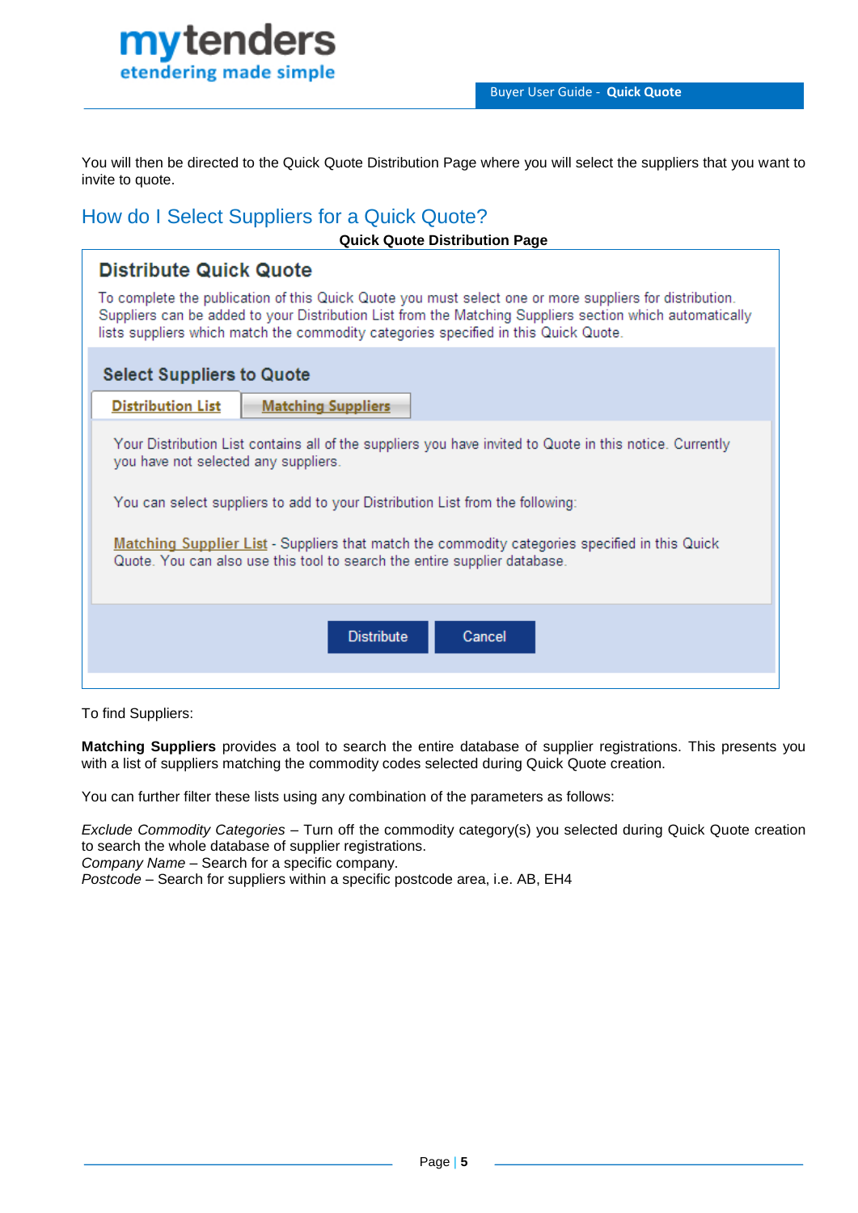You will then be directed to the Quick Quote Distribution Page where you will select the suppliers that you want to invite to quote.

## How do I Select Suppliers for a Quick Quote?

**Quick Quote Distribution Page**

### Distribute Quick Quote

To complete the publication of this Quick Quote you must select one or more suppliers for distribution. Suppliers can be added to your Distribution List from the Matching Suppliers section which automatically lists suppliers which match the commodity categories specified in this Quick Quote.

**Select Suppliers to Quote**

Distribution List | Matching Suppliers

Your Distribution List contains all of the suppliers you have invited to Quote in this notice. Currently you have not selected any suppliers.

You can select suppliers to add to your Distribution List from the following:

Matching Supplier List - Suppliers that match the commodity categories specified in this Quick Quote. You can also use this tool to search the entire supplier database.

Distribute | Cancel

To find Suppliers:

**Matching Suppliers** provides a tool to search the entire database of supplier registrations. This presents you with a list of suppliers matching the commodity codes selected during Quick Quote creation.

You can further filter these lists using any combination of the parameters as follows:

*Exclude Commodity Categories* – Turn off the commodity category(s) you selected during Quick Quote creation to search the whole database of supplier registrations.
*Company Name* – Search for a specific company.
*Postcode* – Search for suppliers within a specific postcode area, i.e. AB, EH4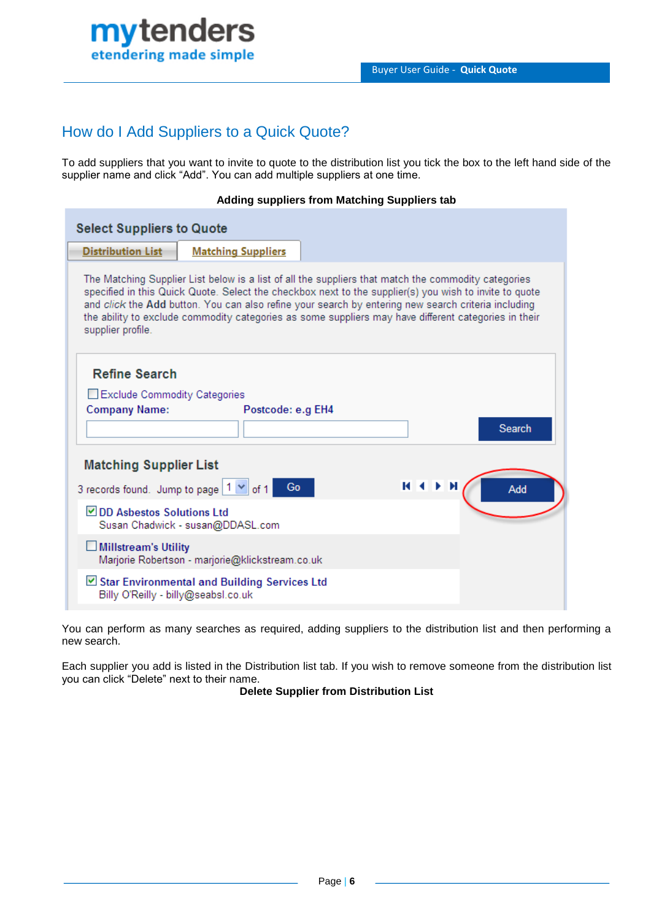## How do I Add Suppliers to a Quick Quote?

To add suppliers that you want to invite to quote to the distribution list you tick the box to the left hand side of the supplier name and click “Add”. You can add multiple suppliers at one time.

**Adding suppliers from Matching Suppliers tab**

You can perform as many searches as required, adding suppliers to the distribution list and then performing a new search.

Each supplier you add is listed in the Distribution list tab. If you wish to remove someone from the distribution list you can click “Delete” next to their name.

**Delete Supplier from Distribution List**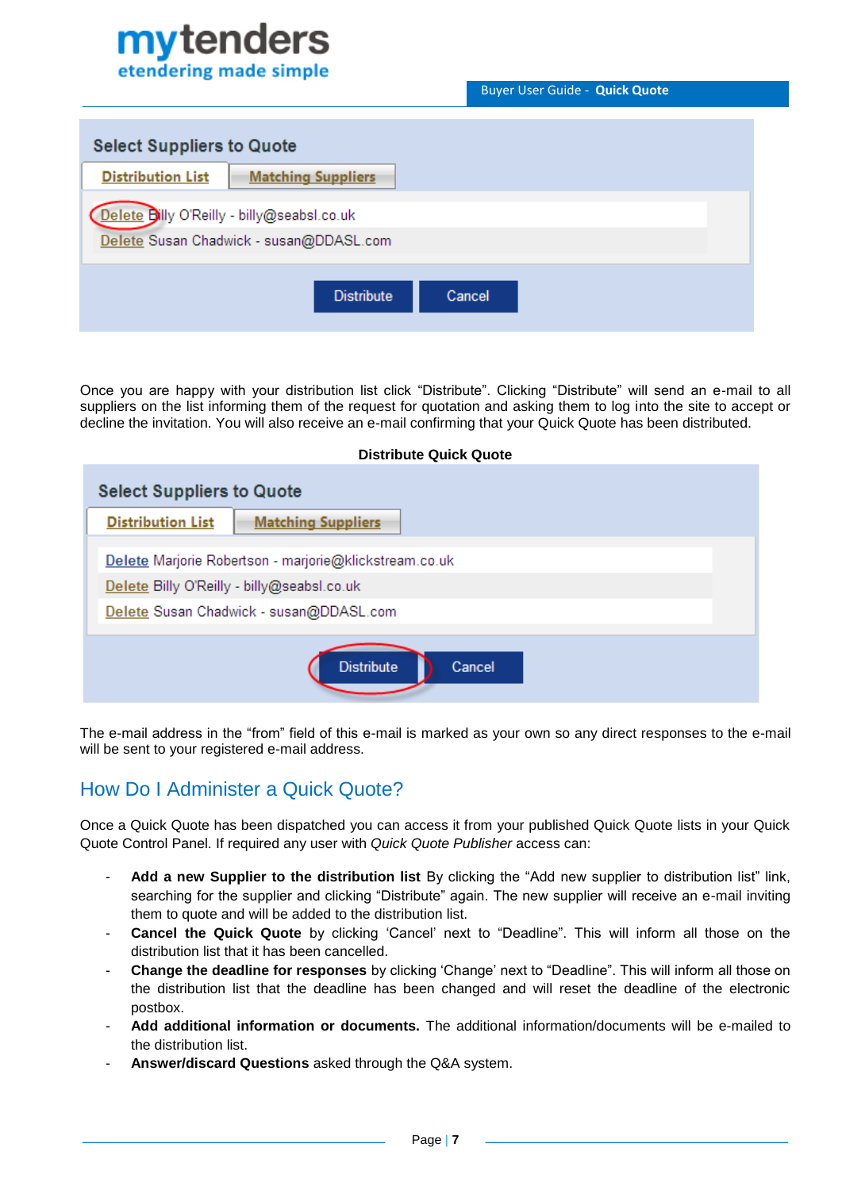Select Suppliers to Quote

Distribution List | Matching Suppliers

Delete Billy O'Reilly - billy@seabsl.co.uk

Delete Susan Chadwick - susan@DDASL.com

Distribute | Cancel

Once you are happy with your distribution list click “Distribute”. Clicking “Distribute” will send an e-mail to all suppliers on the list informing them of the request for quotation and asking them to log into the site to accept or decline the invitation. You will also receive an e-mail confirming that your Quick Quote has been distributed.

**Distribute Quick Quote**

Select Suppliers to Quote

Distribution List | Matching Suppliers

Delete Marjorie Robertson - marjorie@klickstream.co.uk

Delete Billy O'Reilly - billy@seabsl.co.uk

Delete Susan Chadwick - susan@DDASL.com

Distribute | Cancel

The e-mail address in the “from” field of this e-mail is marked as your own so any direct responses to the e-mail will be sent to your registered e-mail address.

## How Do I Administer a Quick Quote?

Once a Quick Quote has been dispatched you can access it from your published Quick Quote lists in your Quick Quote Control Panel. If required any user with *Quick Quote Publisher* access can:

- **Add a new Supplier to the distribution list** By clicking the “Add new supplier to distribution list” link, searching for the supplier and clicking “Distribute” again. The new supplier will receive an e-mail inviting them to quote and will be added to the distribution list.
- **Cancel the Quick Quote** by clicking ‘Cancel’ next to “Deadline”. This will inform all those on the distribution list that it has been cancelled.
- **Change the deadline for responses** by clicking ‘Change’ next to “Deadline”. This will inform all those on the distribution list that the deadline has been changed and will reset the deadline of the electronic postbox.
- **Add additional information or documents.** The additional information/documents will be e-mailed to the distribution list.
- **Answer/discard Questions** asked through the Q&A system.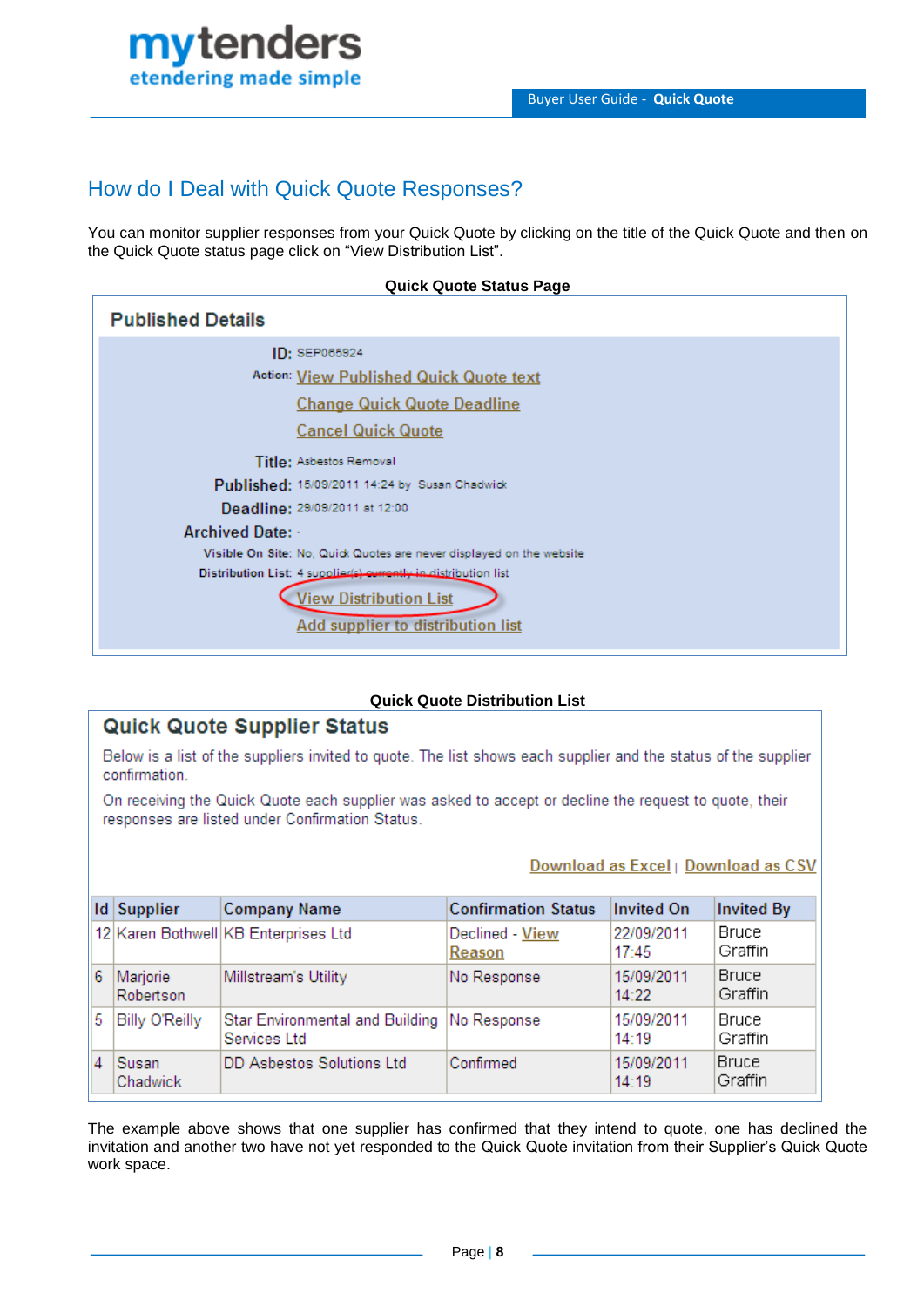## How do I Deal with Quick Quote Responses?

You can monitor supplier responses from your Quick Quote by clicking on the title of the Quick Quote and then on the Quick Quote status page click on "View Distribution List".

**Quick Quote Status Page**

### Published Details

**ID:** SEP066924

**Action:** View Published Quick Quote text

Change Quick Quote Deadline

Cancel Quick Quote

**Title:** Asbestos Removal

**Published:** 15/09/2011 14:24 by Susan Chadwick

**Deadline:** 29/09/2011 at 12:00

**Archived Date:** -

**Visible On Site:** No, Quick Quotes are never displayed on the website

**Distribution List:** 4 supplier(s) currently in distribution list

View Distribution List

Add supplier to distribution list

**Quick Quote Distribution List**

### Quick Quote Supplier Status

Below is a list of the suppliers invited to quote. The list shows each supplier and the status of the supplier confirmation.

On receiving the Quick Quote each supplier was asked to accept or decline the request to quote, their responses are listed under Confirmation Status.

Download as Excel | Download as CSV

| Id | Supplier | Company Name | Confirmation Status | Invited On | Invited By |
|---|---|---|---|---|---|
| 12 | Karen Bothwell | KB Enterprises Ltd | Declined - View Reason | 22/09/2011 17:45 | Bruce Graffin |
| 6 | Marjorie Robertson | Millstream's Utility | No Response | 15/09/2011 14:22 | Bruce Graffin |
| 5 | Billy O'Reilly | Star Environmental and Building Services Ltd | No Response | 15/09/2011 14:19 | Bruce Graffin |
| 4 | Susan Chadwick | DD Asbestos Solutions Ltd | Confirmed | 15/09/2011 14:19 | Bruce Graffin |

The example above shows that one supplier has confirmed that they intend to quote, one has declined the invitation and another two have not yet responded to the Quick Quote invitation from their Supplier's Quick Quote work space.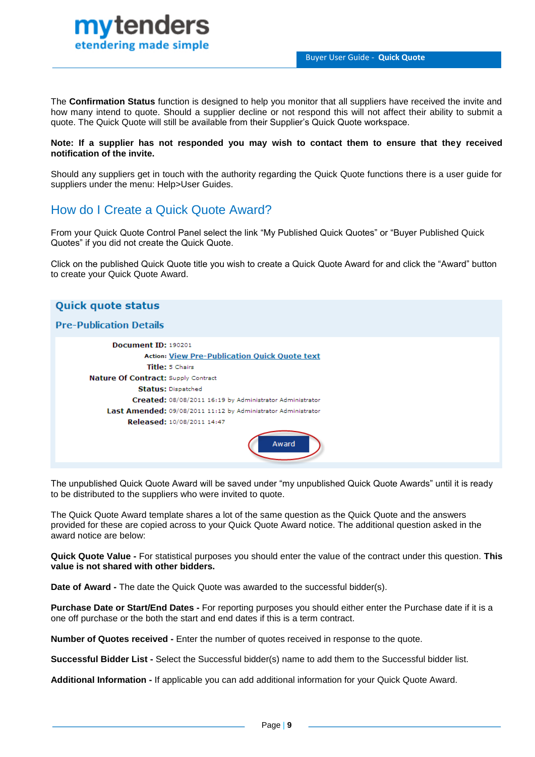The **Confirmation Status** function is designed to help you monitor that all suppliers have received the invite and how many intend to quote. Should a supplier decline or not respond this will not affect their ability to submit a quote. The Quick Quote will still be available from their Supplier's Quick Quote workspace.

**Note: If a supplier has not responded you may wish to contact them to ensure that they received notification of the invite.**

Should any suppliers get in touch with the authority regarding the Quick Quote functions there is a user guide for suppliers under the menu: Help>User Guides.

## How do I Create a Quick Quote Award?

From your Quick Quote Control Panel select the link "My Published Quick Quotes" or "Buyer Published Quick Quotes" if you did not create the Quick Quote.

Click on the published Quick Quote title you wish to create a Quick Quote Award for and click the "Award" button to create your Quick Quote Award.

**Quick quote status**

**Pre-Publication Details**

**Document ID:** 190201
**Action:** View Pre-Publication Quick Quote text
**Title:** 5 Chairs
**Nature Of Contract:** Supply Contract
**Status:** Dispatched
**Created:** 08/08/2011 16:19 by Administrator Administrator
**Last Amended:** 09/08/2011 11:12 by Administrator Administrator
**Released:** 10/08/2011 14:47

Award

The unpublished Quick Quote Award will be saved under "my unpublished Quick Quote Awards" until it is ready to be distributed to the suppliers who were invited to quote.

The Quick Quote Award template shares a lot of the same question as the Quick Quote and the answers provided for these are copied across to your Quick Quote Award notice. The additional question asked in the award notice are below:

**Quick Quote Value -** For statistical purposes you should enter the value of the contract under this question. **This value is not shared with other bidders.**

**Date of Award -** The date the Quick Quote was awarded to the successful bidder(s).

**Purchase Date or Start/End Dates -** For reporting purposes you should either enter the Purchase date if it is a one off purchase or the both the start and end dates if this is a term contract.

**Number of Quotes received -** Enter the number of quotes received in response to the quote.

**Successful Bidder List -** Select the Successful bidder(s) name to add them to the Successful bidder list.

**Additional Information -** If applicable you can add additional information for your Quick Quote Award.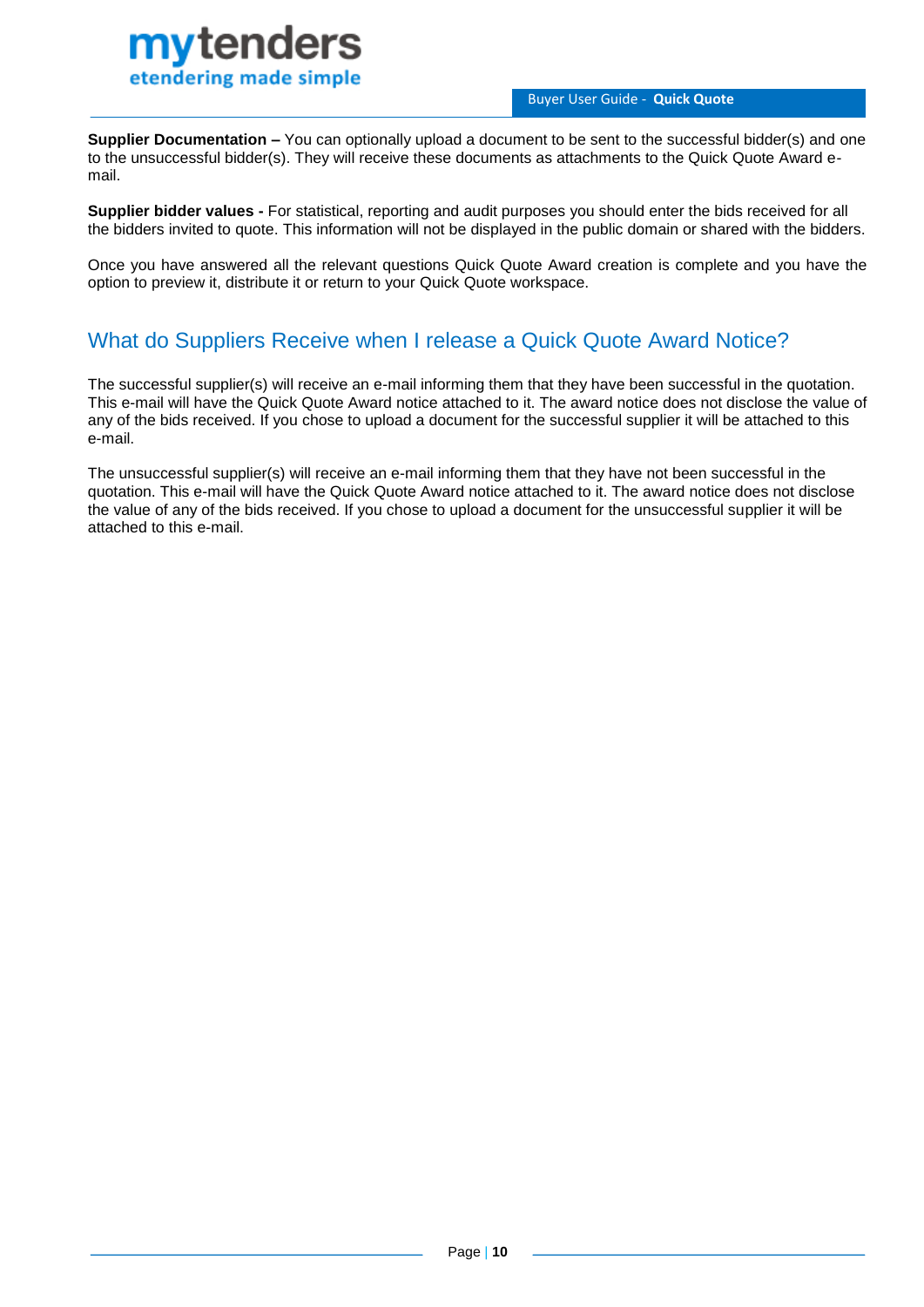**Supplier Documentation –** You can optionally upload a document to be sent to the successful bidder(s) and one to the unsuccessful bidder(s). They will receive these documents as attachments to the Quick Quote Award e-mail.

**Supplier bidder values -** For statistical, reporting and audit purposes you should enter the bids received for all the bidders invited to quote. This information will not be displayed in the public domain or shared with the bidders.

Once you have answered all the relevant questions Quick Quote Award creation is complete and you have the option to preview it, distribute it or return to your Quick Quote workspace.

## What do Suppliers Receive when I release a Quick Quote Award Notice?

The successful supplier(s) will receive an e-mail informing them that they have been successful in the quotation. This e-mail will have the Quick Quote Award notice attached to it. The award notice does not disclose the value of any of the bids received. If you chose to upload a document for the successful supplier it will be attached to this e-mail.

The unsuccessful supplier(s) will receive an e-mail informing them that they have not been successful in the quotation. This e-mail will have the Quick Quote Award notice attached to it. The award notice does not disclose the value of any of the bids received. If you chose to upload a document for the unsuccessful supplier it will be attached to this e-mail.